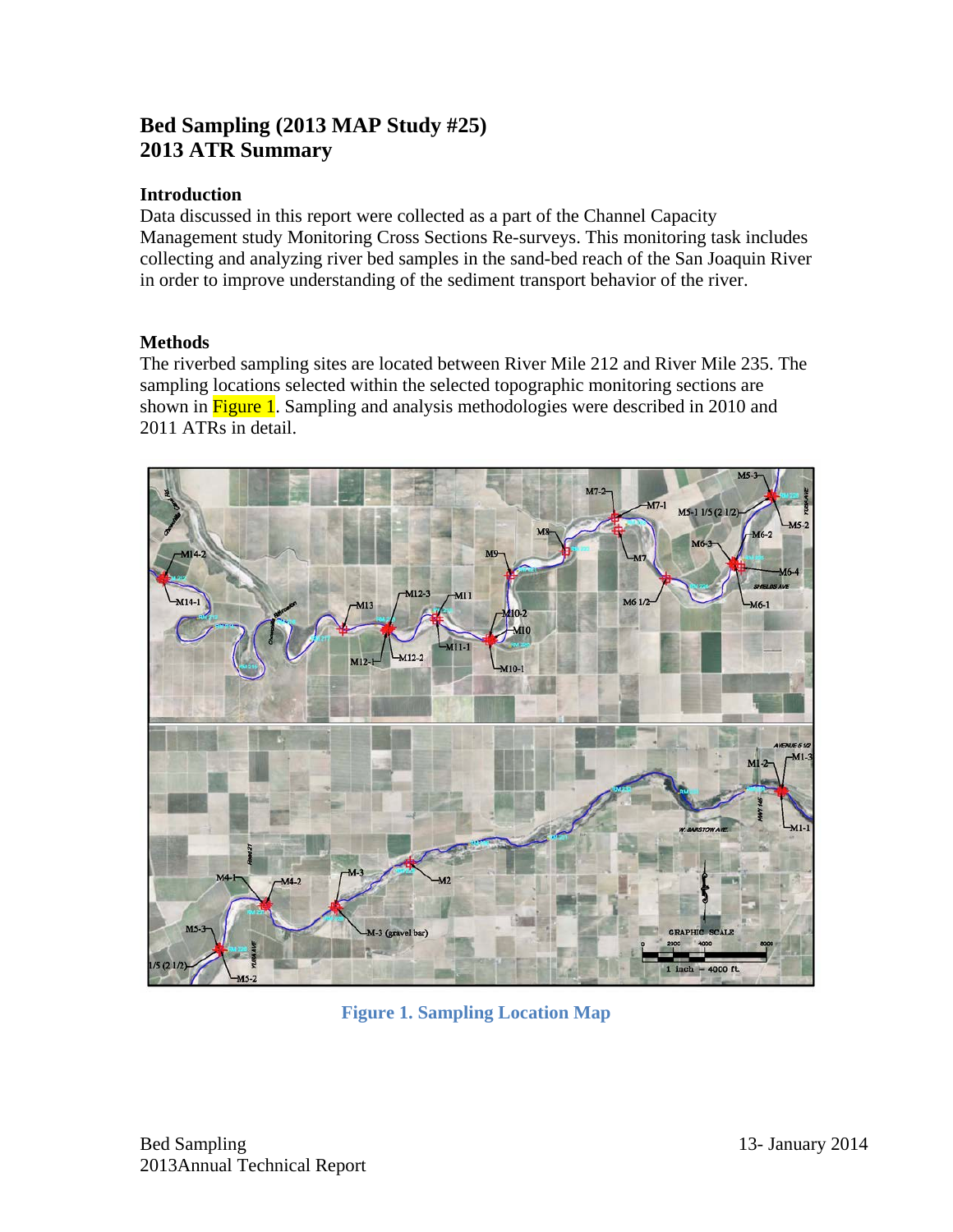# Bed Sampling (2013 MAP Study #25)
# 2013 ATR Summary

### Introduction

Data discussed in this report were collected as a part of the Channel Capacity Management study Monitoring Cross Sections Re-surveys. This monitoring task includes collecting and analyzing river bed samples in the sand-bed reach of the San Joaquin River in order to improve understanding of the sediment transport behavior of the river.

### Methods

The riverbed sampling sites are located between River Mile 212 and River Mile 235. The sampling locations selected within the selected topographic monitoring sections are shown in Figure 1. Sampling and analysis methodologies were described in 2010 and 2011 ATRs in detail.

**Figure 1. Sampling Location Map**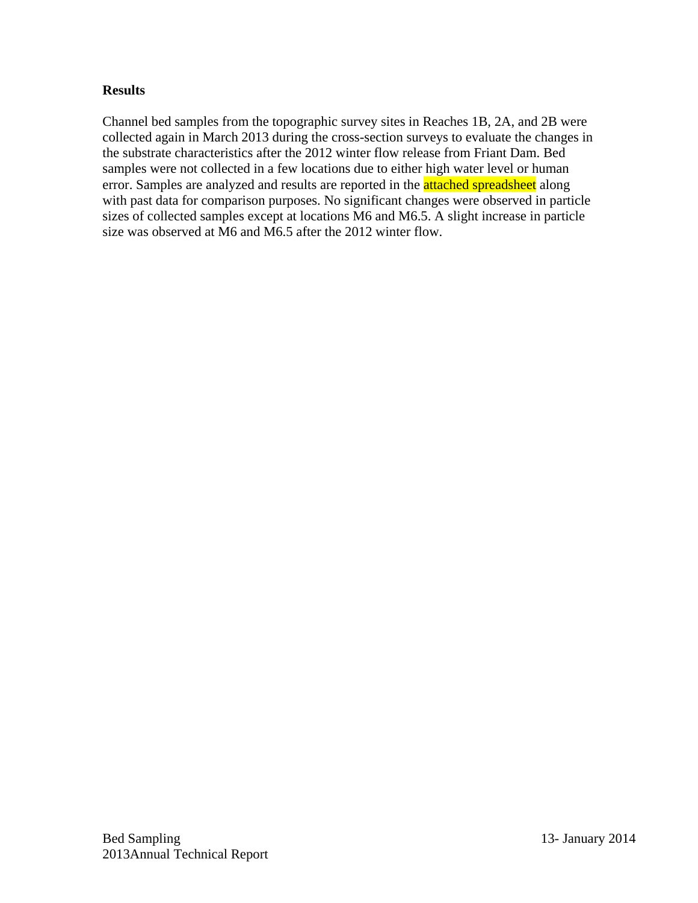**Results**

Channel bed samples from the topographic survey sites in Reaches 1B, 2A, and 2B were collected again in March 2013 during the cross-section surveys to evaluate the changes in the substrate characteristics after the 2012 winter flow release from Friant Dam. Bed samples were not collected in a few locations due to either high water level or human error. Samples are analyzed and results are reported in the attached spreadsheet along with past data for comparison purposes. No significant changes were observed in particle sizes of collected samples except at locations M6 and M6.5. A slight increase in particle size was observed at M6 and M6.5 after the 2012 winter flow.